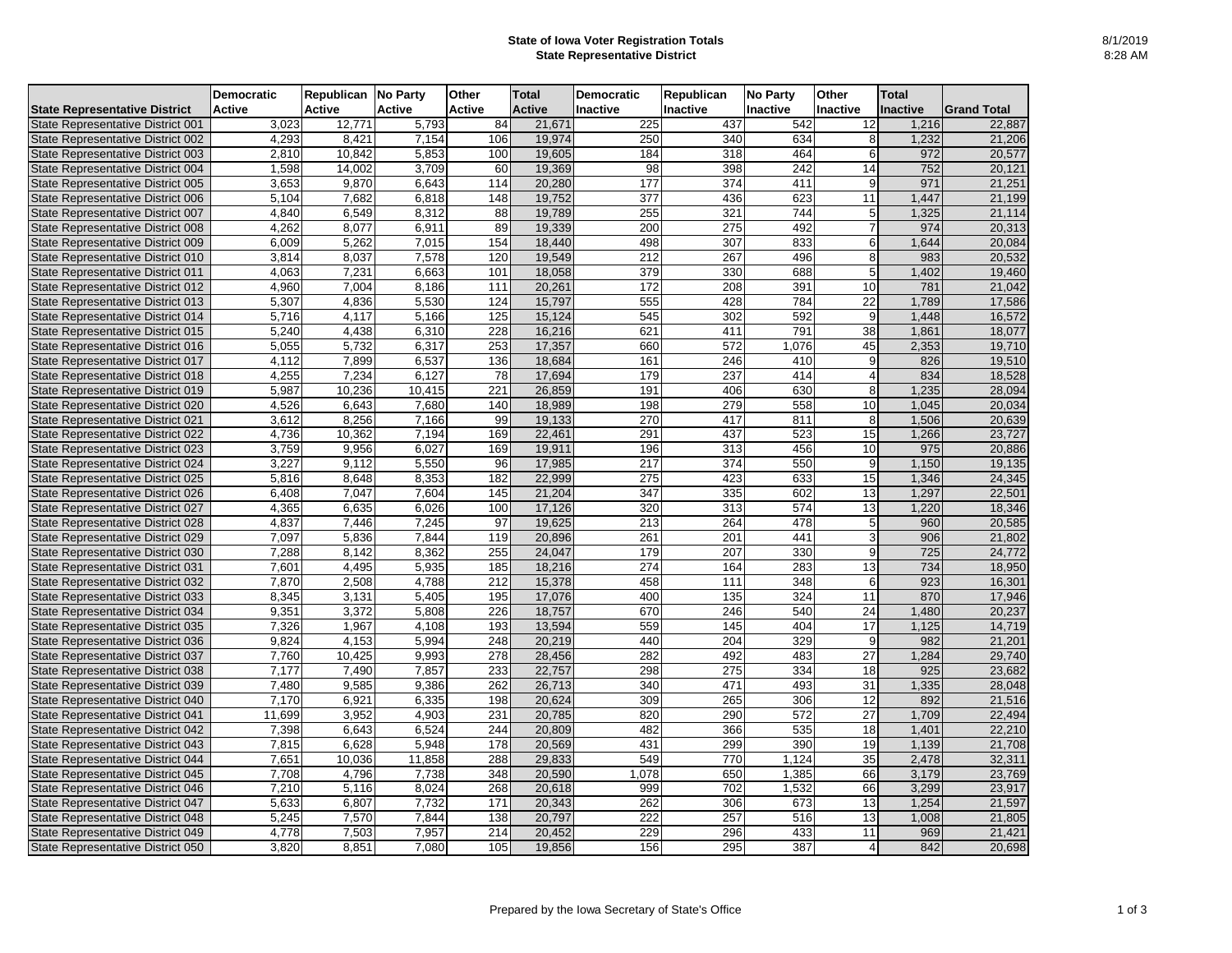# State of Iowa Voter Registration Totals
## State Representative District

8/1/2019
8:28 AM

| State Representative District | Democratic Active | Republican Active | No Party Active | Other Active | Total Active | Democratic Inactive | Republican Inactive | No Party Inactive | Other Inactive | Total Inactive | Grand Total |
|---|---|---|---|---|---|---|---|---|---|---|---|
| State Representative District 001 | 3,023 | 12,771 | 5,793 | 84 | 21,671 | 225 | 437 | 542 | 12 | 1,216 | 22,887 |
| State Representative District 002 | 4,293 | 8,421 | 7,154 | 106 | 19,974 | 250 | 340 | 634 | 8 | 1,232 | 21,206 |
| State Representative District 003 | 2,810 | 10,842 | 5,853 | 100 | 19,605 | 184 | 318 | 464 | 6 | 972 | 20,577 |
| State Representative District 004 | 1,598 | 14,002 | 3,709 | 60 | 19,369 | 98 | 398 | 242 | 14 | 752 | 20,121 |
| State Representative District 005 | 3,653 | 9,870 | 6,643 | 114 | 20,280 | 177 | 374 | 411 | 9 | 971 | 21,251 |
| State Representative District 006 | 5,104 | 7,682 | 6,818 | 148 | 19,752 | 377 | 436 | 623 | 11 | 1,447 | 21,199 |
| State Representative District 007 | 4,840 | 6,549 | 8,312 | 88 | 19,789 | 255 | 321 | 744 | 5 | 1,325 | 21,114 |
| State Representative District 008 | 4,262 | 8,077 | 6,911 | 89 | 19,339 | 200 | 275 | 492 | 7 | 974 | 20,313 |
| State Representative District 009 | 6,009 | 5,262 | 7,015 | 154 | 18,440 | 498 | 307 | 833 | 6 | 1,644 | 20,084 |
| State Representative District 010 | 3,814 | 8,037 | 7,578 | 120 | 19,549 | 212 | 267 | 496 | 8 | 983 | 20,532 |
| State Representative District 011 | 4,063 | 7,231 | 6,663 | 101 | 18,058 | 379 | 330 | 688 | 5 | 1,402 | 19,460 |
| State Representative District 012 | 4,960 | 7,004 | 8,186 | 111 | 20,261 | 172 | 208 | 391 | 10 | 781 | 21,042 |
| State Representative District 013 | 5,307 | 4,836 | 5,530 | 124 | 15,797 | 555 | 428 | 784 | 22 | 1,789 | 17,586 |
| State Representative District 014 | 5,716 | 4,117 | 5,166 | 125 | 15,124 | 545 | 302 | 592 | 9 | 1,448 | 16,572 |
| State Representative District 015 | 5,240 | 4,438 | 6,310 | 228 | 16,216 | 621 | 411 | 791 | 38 | 1,861 | 18,077 |
| State Representative District 016 | 5,055 | 5,732 | 6,317 | 253 | 17,357 | 660 | 572 | 1,076 | 45 | 2,353 | 19,710 |
| State Representative District 017 | 4,112 | 7,899 | 6,537 | 136 | 18,684 | 161 | 246 | 410 | 9 | 826 | 19,510 |
| State Representative District 018 | 4,255 | 7,234 | 6,127 | 78 | 17,694 | 179 | 237 | 414 | 4 | 834 | 18,528 |
| State Representative District 019 | 5,987 | 10,236 | 10,415 | 221 | 26,859 | 191 | 406 | 630 | 8 | 1,235 | 28,094 |
| State Representative District 020 | 4,526 | 6,643 | 7,680 | 140 | 18,989 | 198 | 279 | 558 | 10 | 1,045 | 20,034 |
| State Representative District 021 | 3,612 | 8,256 | 7,166 | 99 | 19,133 | 270 | 417 | 811 | 8 | 1,506 | 20,639 |
| State Representative District 022 | 4,736 | 10,362 | 7,194 | 169 | 22,461 | 291 | 437 | 523 | 15 | 1,266 | 23,727 |
| State Representative District 023 | 3,759 | 9,956 | 6,027 | 169 | 19,911 | 196 | 313 | 456 | 10 | 975 | 20,886 |
| State Representative District 024 | 3,227 | 9,112 | 5,550 | 96 | 17,985 | 217 | 374 | 550 | 9 | 1,150 | 19,135 |
| State Representative District 025 | 5,816 | 8,648 | 8,353 | 182 | 22,999 | 275 | 423 | 633 | 15 | 1,346 | 24,345 |
| State Representative District 026 | 6,408 | 7,047 | 7,604 | 145 | 21,204 | 347 | 335 | 602 | 13 | 1,297 | 22,501 |
| State Representative District 027 | 4,365 | 6,635 | 6,026 | 100 | 17,126 | 320 | 313 | 574 | 13 | 1,220 | 18,346 |
| State Representative District 028 | 4,837 | 7,446 | 7,245 | 97 | 19,625 | 213 | 264 | 478 | 5 | 960 | 20,585 |
| State Representative District 029 | 7,097 | 5,836 | 7,844 | 119 | 20,896 | 261 | 201 | 441 | 3 | 906 | 21,802 |
| State Representative District 030 | 7,288 | 8,142 | 8,362 | 255 | 24,047 | 179 | 207 | 330 | 9 | 725 | 24,772 |
| State Representative District 031 | 7,601 | 4,495 | 5,935 | 185 | 18,216 | 274 | 164 | 283 | 13 | 734 | 18,950 |
| State Representative District 032 | 7,870 | 2,508 | 4,788 | 212 | 15,378 | 458 | 111 | 348 | 6 | 923 | 16,301 |
| State Representative District 033 | 8,345 | 3,131 | 5,405 | 195 | 17,076 | 400 | 135 | 324 | 11 | 870 | 17,946 |
| State Representative District 034 | 9,351 | 3,372 | 5,808 | 226 | 18,757 | 670 | 246 | 540 | 24 | 1,480 | 20,237 |
| State Representative District 035 | 7,326 | 1,967 | 4,108 | 193 | 13,594 | 559 | 145 | 404 | 17 | 1,125 | 14,719 |
| State Representative District 036 | 9,824 | 4,153 | 5,994 | 248 | 20,219 | 440 | 204 | 329 | 9 | 982 | 21,201 |
| State Representative District 037 | 7,760 | 10,425 | 9,993 | 278 | 28,456 | 282 | 492 | 483 | 27 | 1,284 | 29,740 |
| State Representative District 038 | 7,177 | 7,490 | 7,857 | 233 | 22,757 | 298 | 275 | 334 | 18 | 925 | 23,682 |
| State Representative District 039 | 7,480 | 9,585 | 9,386 | 262 | 26,713 | 340 | 471 | 493 | 31 | 1,335 | 28,048 |
| State Representative District 040 | 7,170 | 6,921 | 6,335 | 198 | 20,624 | 309 | 265 | 306 | 12 | 892 | 21,516 |
| State Representative District 041 | 11,699 | 3,952 | 4,903 | 231 | 20,785 | 820 | 290 | 572 | 27 | 1,709 | 22,494 |
| State Representative District 042 | 7,398 | 6,643 | 6,524 | 244 | 20,809 | 482 | 366 | 535 | 18 | 1,401 | 22,210 |
| State Representative District 043 | 7,815 | 6,628 | 5,948 | 178 | 20,569 | 431 | 299 | 390 | 19 | 1,139 | 21,708 |
| State Representative District 044 | 7,651 | 10,036 | 11,858 | 288 | 29,833 | 549 | 770 | 1,124 | 35 | 2,478 | 32,311 |
| State Representative District 045 | 7,708 | 4,796 | 7,738 | 348 | 20,590 | 1,078 | 650 | 1,385 | 66 | 3,179 | 23,769 |
| State Representative District 046 | 7,210 | 5,116 | 8,024 | 268 | 20,618 | 999 | 702 | 1,532 | 66 | 3,299 | 23,917 |
| State Representative District 047 | 5,633 | 6,807 | 7,732 | 171 | 20,343 | 262 | 306 | 673 | 13 | 1,254 | 21,597 |
| State Representative District 048 | 5,245 | 7,570 | 7,844 | 138 | 20,797 | 222 | 257 | 516 | 13 | 1,008 | 21,805 |
| State Representative District 049 | 4,778 | 7,503 | 7,957 | 214 | 20,452 | 229 | 296 | 433 | 11 | 969 | 21,421 |
| State Representative District 050 | 3,820 | 8,851 | 7,080 | 105 | 19,856 | 156 | 295 | 387 | 4 | 842 | 20,698 |

Prepared by the Iowa Secretary of State's Office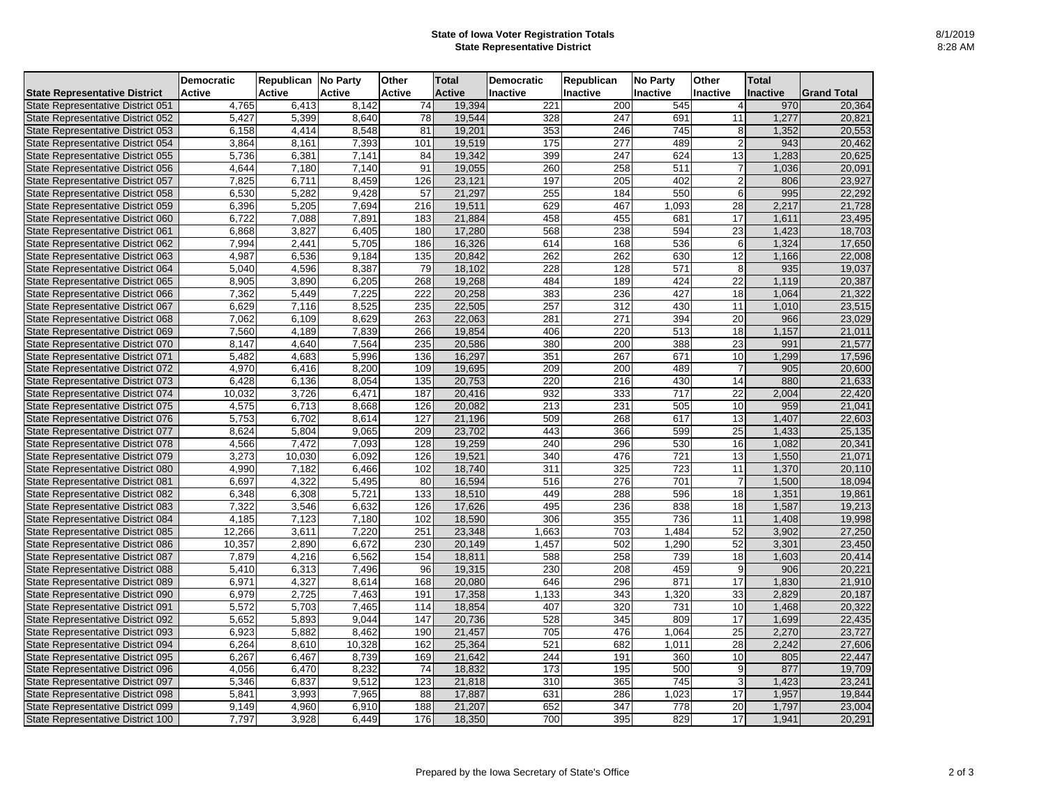**State of Iowa Voter Registration Totals**
**State Representative District**

8/1/2019
8:28 AM

| State Representative District | Democratic Active | Republican Active | No Party Active | Other Active | Total Active | Democratic Inactive | Republican Inactive | No Party Inactive | Other Inactive | Total Inactive | Grand Total |
|---|---|---|---|---|---|---|---|---|---|---|---|
| State Representative District 051 | 4,765 | 6,413 | 8,142 | 74 | 19,394 | 221 | 200 | 545 | 4 | 970 | 20,364 |
| State Representative District 052 | 5,427 | 5,399 | 8,640 | 78 | 19,544 | 328 | 247 | 691 | 11 | 1,277 | 20,821 |
| State Representative District 053 | 6,158 | 4,414 | 8,548 | 81 | 19,201 | 353 | 246 | 745 | 8 | 1,352 | 20,553 |
| State Representative District 054 | 3,864 | 8,161 | 7,393 | 101 | 19,519 | 175 | 277 | 489 | 2 | 943 | 20,462 |
| State Representative District 055 | 5,736 | 6,381 | 7,141 | 84 | 19,342 | 399 | 247 | 624 | 13 | 1,283 | 20,625 |
| State Representative District 056 | 4,644 | 7,180 | 7,140 | 91 | 19,055 | 260 | 258 | 511 | 7 | 1,036 | 20,091 |
| State Representative District 057 | 7,825 | 6,711 | 8,459 | 126 | 23,121 | 197 | 205 | 402 | 2 | 806 | 23,927 |
| State Representative District 058 | 6,530 | 5,282 | 9,428 | 57 | 21,297 | 255 | 184 | 550 | 6 | 995 | 22,292 |
| State Representative District 059 | 6,396 | 5,205 | 7,694 | 216 | 19,511 | 629 | 467 | 1,093 | 28 | 2,217 | 21,728 |
| State Representative District 060 | 6,722 | 7,088 | 7,891 | 183 | 21,884 | 458 | 455 | 681 | 17 | 1,611 | 23,495 |
| State Representative District 061 | 6,868 | 3,827 | 6,405 | 180 | 17,280 | 568 | 238 | 594 | 23 | 1,423 | 18,703 |
| State Representative District 062 | 7,994 | 2,441 | 5,705 | 186 | 16,326 | 614 | 168 | 536 | 6 | 1,324 | 17,650 |
| State Representative District 063 | 4,987 | 6,536 | 9,184 | 135 | 20,842 | 262 | 262 | 630 | 12 | 1,166 | 22,008 |
| State Representative District 064 | 5,040 | 4,596 | 8,387 | 79 | 18,102 | 228 | 128 | 571 | 8 | 935 | 19,037 |
| State Representative District 065 | 8,905 | 3,890 | 6,205 | 268 | 19,268 | 484 | 189 | 424 | 22 | 1,119 | 20,387 |
| State Representative District 066 | 7,362 | 5,449 | 7,225 | 222 | 20,258 | 383 | 236 | 427 | 18 | 1,064 | 21,322 |
| State Representative District 067 | 6,629 | 7,116 | 8,525 | 235 | 22,505 | 257 | 312 | 430 | 11 | 1,010 | 23,515 |
| State Representative District 068 | 7,062 | 6,109 | 8,629 | 263 | 22,063 | 281 | 271 | 394 | 20 | 966 | 23,029 |
| State Representative District 069 | 7,560 | 4,189 | 7,839 | 266 | 19,854 | 406 | 220 | 513 | 18 | 1,157 | 21,011 |
| State Representative District 070 | 8,147 | 4,640 | 7,564 | 235 | 20,586 | 380 | 200 | 388 | 23 | 991 | 21,577 |
| State Representative District 071 | 5,482 | 4,683 | 5,996 | 136 | 16,297 | 351 | 267 | 671 | 10 | 1,299 | 17,596 |
| State Representative District 072 | 4,970 | 6,416 | 8,200 | 109 | 19,695 | 209 | 200 | 489 | 7 | 905 | 20,600 |
| State Representative District 073 | 6,428 | 6,136 | 8,054 | 135 | 20,753 | 220 | 216 | 430 | 14 | 880 | 21,633 |
| State Representative District 074 | 10,032 | 3,726 | 6,471 | 187 | 20,416 | 932 | 333 | 717 | 22 | 2,004 | 22,420 |
| State Representative District 075 | 4,575 | 6,713 | 8,668 | 126 | 20,082 | 213 | 231 | 505 | 10 | 959 | 21,041 |
| State Representative District 076 | 5,753 | 6,702 | 8,614 | 127 | 21,196 | 509 | 268 | 617 | 13 | 1,407 | 22,603 |
| State Representative District 077 | 8,624 | 5,804 | 9,065 | 209 | 23,702 | 443 | 366 | 599 | 25 | 1,433 | 25,135 |
| State Representative District 078 | 4,566 | 7,472 | 7,093 | 128 | 19,259 | 240 | 296 | 530 | 16 | 1,082 | 20,341 |
| State Representative District 079 | 3,273 | 10,030 | 6,092 | 126 | 19,521 | 340 | 476 | 721 | 13 | 1,550 | 21,071 |
| State Representative District 080 | 4,990 | 7,182 | 6,466 | 102 | 18,740 | 311 | 325 | 723 | 11 | 1,370 | 20,110 |
| State Representative District 081 | 6,697 | 4,322 | 5,495 | 80 | 16,594 | 516 | 276 | 701 | 7 | 1,500 | 18,094 |
| State Representative District 082 | 6,348 | 6,308 | 5,721 | 133 | 18,510 | 449 | 288 | 596 | 18 | 1,351 | 19,861 |
| State Representative District 083 | 7,322 | 3,546 | 6,632 | 126 | 17,626 | 495 | 236 | 838 | 18 | 1,587 | 19,213 |
| State Representative District 084 | 4,185 | 7,123 | 7,180 | 102 | 18,590 | 306 | 355 | 736 | 11 | 1,408 | 19,998 |
| State Representative District 085 | 12,266 | 3,611 | 7,220 | 251 | 23,348 | 1,663 | 703 | 1,484 | 52 | 3,902 | 27,250 |
| State Representative District 086 | 10,357 | 2,890 | 6,672 | 230 | 20,149 | 1,457 | 502 | 1,290 | 52 | 3,301 | 23,450 |
| State Representative District 087 | 7,879 | 4,216 | 6,562 | 154 | 18,811 | 588 | 258 | 739 | 18 | 1,603 | 20,414 |
| State Representative District 088 | 5,410 | 6,313 | 7,496 | 96 | 19,315 | 230 | 208 | 459 | 9 | 906 | 20,221 |
| State Representative District 089 | 6,971 | 4,327 | 8,614 | 168 | 20,080 | 646 | 296 | 871 | 17 | 1,830 | 21,910 |
| State Representative District 090 | 6,979 | 2,725 | 7,463 | 191 | 17,358 | 1,133 | 343 | 1,320 | 33 | 2,829 | 20,187 |
| State Representative District 091 | 5,572 | 5,703 | 7,465 | 114 | 18,854 | 407 | 320 | 731 | 10 | 1,468 | 20,322 |
| State Representative District 092 | 5,652 | 5,893 | 9,044 | 147 | 20,736 | 528 | 345 | 809 | 17 | 1,699 | 22,435 |
| State Representative District 093 | 6,923 | 5,882 | 8,462 | 190 | 21,457 | 705 | 476 | 1,064 | 25 | 2,270 | 23,727 |
| State Representative District 094 | 6,264 | 8,610 | 10,328 | 162 | 25,364 | 521 | 682 | 1,011 | 28 | 2,242 | 27,606 |
| State Representative District 095 | 6,267 | 6,467 | 8,739 | 169 | 21,642 | 244 | 191 | 360 | 10 | 805 | 22,447 |
| State Representative District 096 | 4,056 | 6,470 | 8,232 | 74 | 18,832 | 173 | 195 | 500 | 9 | 877 | 19,709 |
| State Representative District 097 | 5,346 | 6,837 | 9,512 | 123 | 21,818 | 310 | 365 | 745 | 3 | 1,423 | 23,241 |
| State Representative District 098 | 5,841 | 3,993 | 7,965 | 88 | 17,887 | 631 | 286 | 1,023 | 17 | 1,957 | 19,844 |
| State Representative District 099 | 9,149 | 4,960 | 6,910 | 188 | 21,207 | 652 | 347 | 778 | 20 | 1,797 | 23,004 |
| State Representative District 100 | 7,797 | 3,928 | 6,449 | 176 | 18,350 | 700 | 395 | 829 | 17 | 1,941 | 20,291 |

Prepared by the Iowa Secretary of State's Office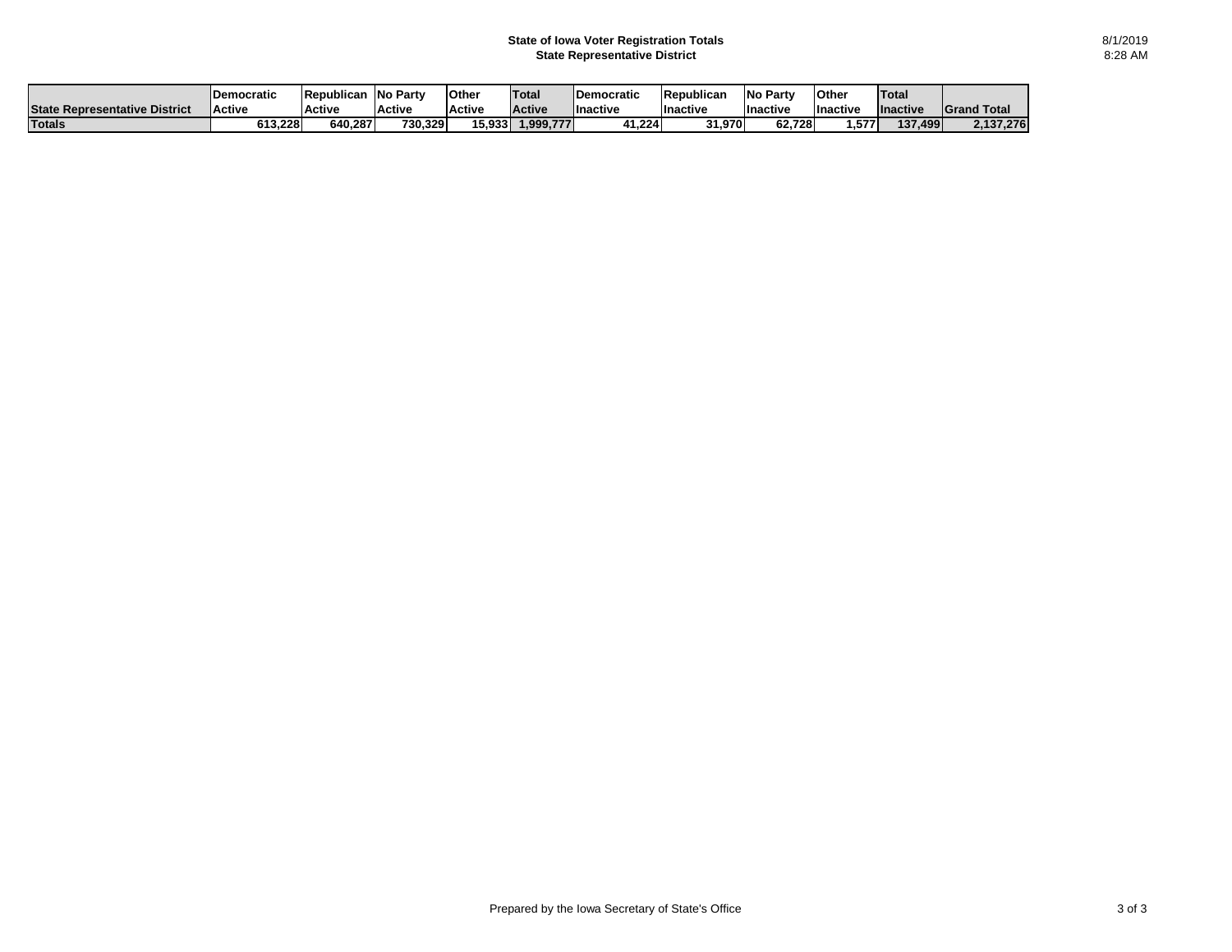**State of Iowa Voter Registration Totals**
**State Representative District**

8/1/2019
8:28 AM

| State Representative District | Democratic Active | Republican Active | No Party Active | Other Active | Total Active | Democratic Inactive | Republican Inactive | No Party Inactive | Other Inactive | Total Inactive | Grand Total |
|---|---|---|---|---|---|---|---|---|---|---|---|
| **Totals** | **613,228** | **640,287** | **730,329** | **15,933** | **1,999,777** | **41,224** | **31,970** | **62,728** | **1,577** | **137,499** | **2,137,276** |

Prepared by the Iowa Secretary of State's Office